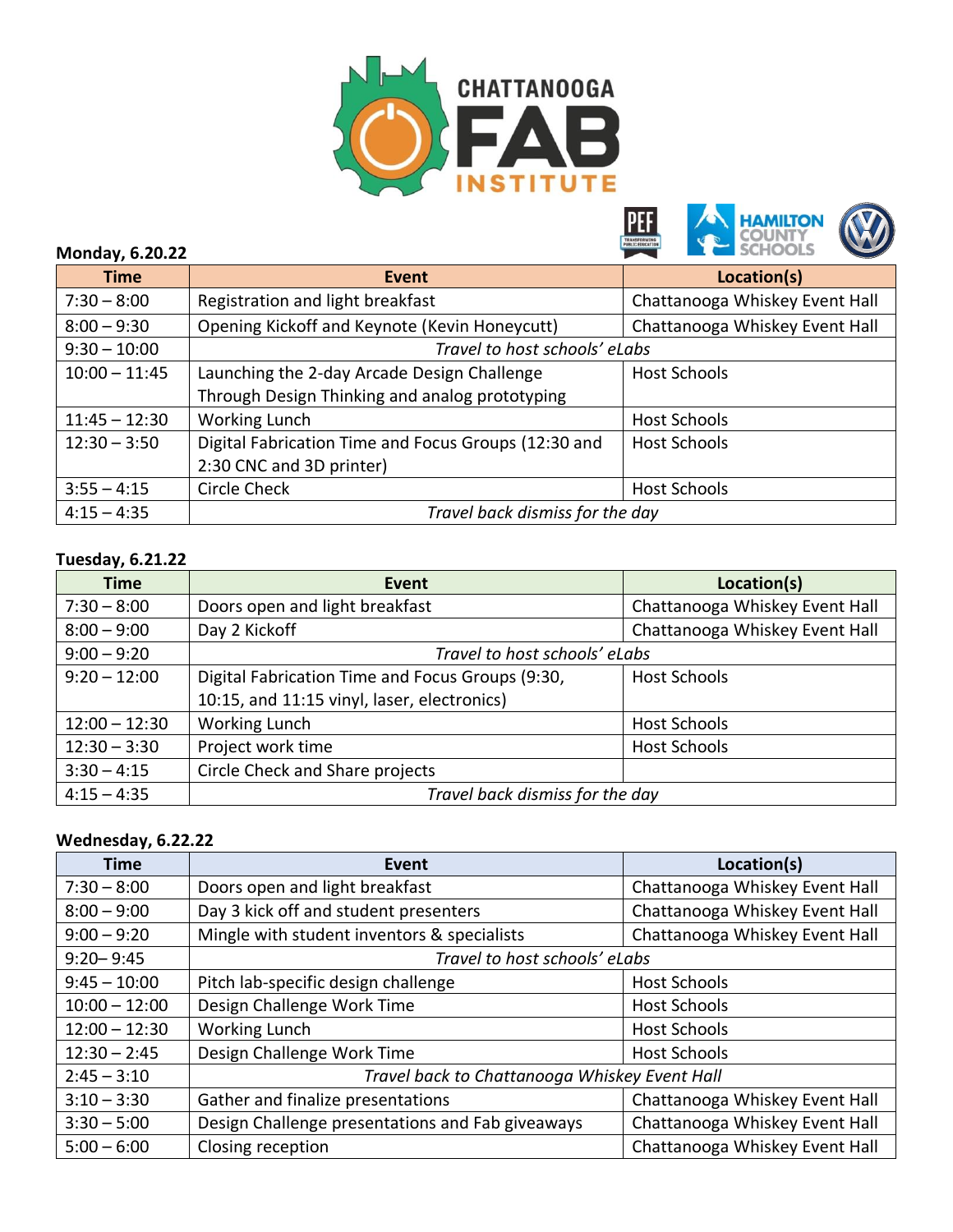# CHATTANOOGA FAB INSTITUTE

**Monday, 6.20.22**

| Time | Event | Location(s) |
|---|---|---|
| 7:30 – 8:00 | Registration and light breakfast | Chattanooga Whiskey Event Hall |
| 8:00 – 9:30 | Opening Kickoff and Keynote (Kevin Honeycutt) | Chattanooga Whiskey Event Hall |
| 9:30 – 10:00 | *Travel to host schools' eLabs* | |
| 10:00 – 11:45 | Launching the 2-day Arcade Design Challenge Through Design Thinking and analog prototyping | Host Schools |
| 11:45 – 12:30 | Working Lunch | Host Schools |
| 12:30 – 3:50 | Digital Fabrication Time and Focus Groups (12:30 and 2:30 CNC and 3D printer) | Host Schools |
| 3:55 – 4:15 | Circle Check | Host Schools |
| 4:15 – 4:35 | *Travel back dismiss for the day* | |

**Tuesday, 6.21.22**

| Time | Event | Location(s) |
|---|---|---|
| 7:30 – 8:00 | Doors open and light breakfast | Chattanooga Whiskey Event Hall |
| 8:00 – 9:00 | Day 2 Kickoff | Chattanooga Whiskey Event Hall |
| 9:00 – 9:20 | *Travel to host schools' eLabs* | |
| 9:20 – 12:00 | Digital Fabrication Time and Focus Groups (9:30, 10:15, and 11:15 vinyl, laser, electronics) | Host Schools |
| 12:00 – 12:30 | Working Lunch | Host Schools |
| 12:30 – 3:30 | Project work time | Host Schools |
| 3:30 – 4:15 | Circle Check and Share projects | |
| 4:15 – 4:35 | *Travel back dismiss for the day* | |

**Wednesday, 6.22.22**

| Time | Event | Location(s) |
|---|---|---|
| 7:30 – 8:00 | Doors open and light breakfast | Chattanooga Whiskey Event Hall |
| 8:00 – 9:00 | Day 3 kick off and student presenters | Chattanooga Whiskey Event Hall |
| 9:00 – 9:20 | Mingle with student inventors & specialists | Chattanooga Whiskey Event Hall |
| 9:20– 9:45 | *Travel to host schools' eLabs* | |
| 9:45 – 10:00 | Pitch lab-specific design challenge | Host Schools |
| 10:00 – 12:00 | Design Challenge Work Time | Host Schools |
| 12:00 – 12:30 | Working Lunch | Host Schools |
| 12:30 – 2:45 | Design Challenge Work Time | Host Schools |
| 2:45 – 3:10 | *Travel back to Chattanooga Whiskey Event Hall* | |
| 3:10 – 3:30 | Gather and finalize presentations | Chattanooga Whiskey Event Hall |
| 3:30 – 5:00 | Design Challenge presentations and Fab giveaways | Chattanooga Whiskey Event Hall |
| 5:00 – 6:00 | Closing reception | Chattanooga Whiskey Event Hall |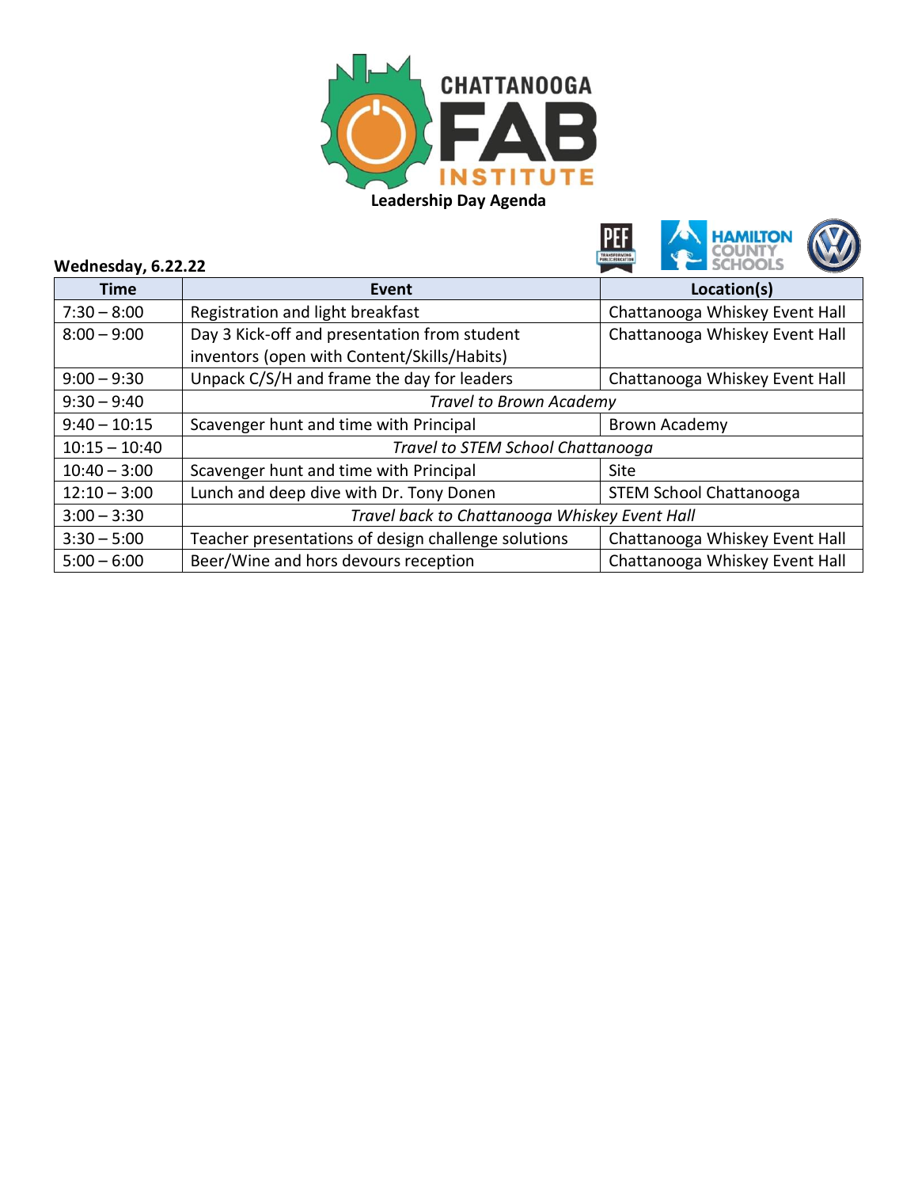# CHATTANOOGA FAB INSTITUTE

## Leadership Day Agenda

**Wednesday, 6.22.22**

| Time | Event | Location(s) |
|---|---|---|
| 7:30 – 8:00 | Registration and light breakfast | Chattanooga Whiskey Event Hall |
| 8:00 – 9:00 | Day 3 Kick-off and presentation from student inventors (open with Content/Skills/Habits) | Chattanooga Whiskey Event Hall |
| 9:00 – 9:30 | Unpack C/S/H and frame the day for leaders | Chattanooga Whiskey Event Hall |
| 9:30 – 9:40 | *Travel to Brown Academy* | |
| 9:40 – 10:15 | Scavenger hunt and time with Principal | Brown Academy |
| 10:15 – 10:40 | *Travel to STEM School Chattanooga* | |
| 10:40 – 3:00 | Scavenger hunt and time with Principal | Site |
| 12:10 – 3:00 | Lunch and deep dive with Dr. Tony Donen | STEM School Chattanooga |
| 3:00 – 3:30 | *Travel back to Chattanooga Whiskey Event Hall* | |
| 3:30 – 5:00 | Teacher presentations of design challenge solutions | Chattanooga Whiskey Event Hall |
| 5:00 – 6:00 | Beer/Wine and hors devours reception | Chattanooga Whiskey Event Hall |